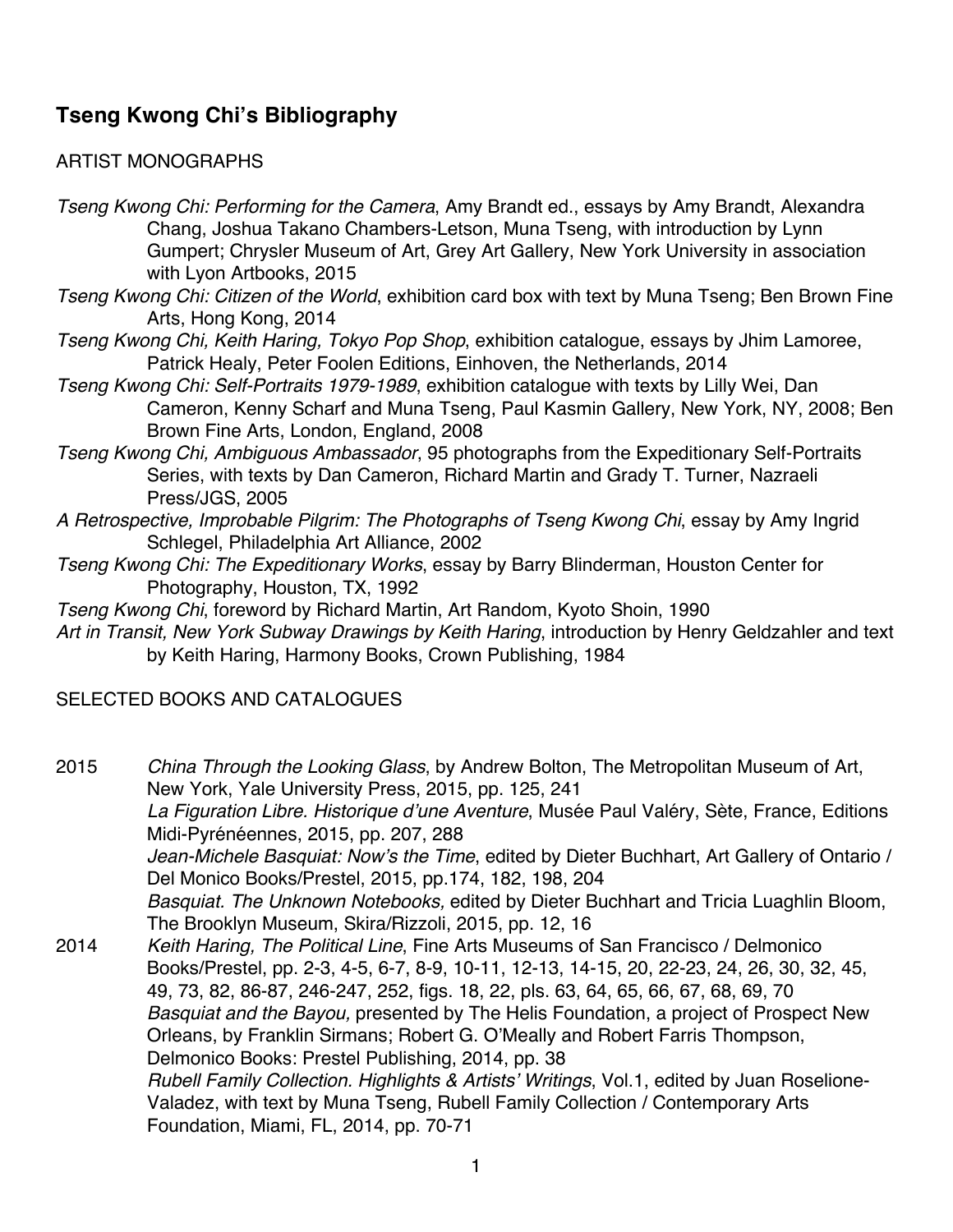# Tseng Kwong Chi's Bibliography

## ARTIST MONOGRAPHS

*Tseng Kwong Chi: Performing for the Camera*, Amy Brandt ed., essays by Amy Brandt, Alexandra Chang, Joshua Takano Chambers-Letson, Muna Tseng, with introduction by Lynn Gumpert; Chrysler Museum of Art, Grey Art Gallery, New York University in association with Lyon Artbooks, 2015

*Tseng Kwong Chi: Citizen of the World*, exhibition card box with text by Muna Tseng; Ben Brown Fine Arts, Hong Kong, 2014

*Tseng Kwong Chi, Keith Haring, Tokyo Pop Shop*, exhibition catalogue, essays by Jhim Lamoree, Patrick Healy, Peter Foolen Editions, Einhoven, the Netherlands, 2014

*Tseng Kwong Chi: Self-Portraits 1979-1989*, exhibition catalogue with texts by Lilly Wei, Dan Cameron, Kenny Scharf and Muna Tseng, Paul Kasmin Gallery, New York, NY, 2008; Ben Brown Fine Arts, London, England, 2008

*Tseng Kwong Chi, Ambiguous Ambassador*, 95 photographs from the Expeditionary Self-Portraits Series, with texts by Dan Cameron, Richard Martin and Grady T. Turner, Nazraeli Press/JGS, 2005

*A Retrospective, Improbable Pilgrim: The Photographs of Tseng Kwong Chi*, essay by Amy Ingrid Schlegel, Philadelphia Art Alliance, 2002

*Tseng Kwong Chi: The Expeditionary Works*, essay by Barry Blinderman, Houston Center for Photography, Houston, TX, 1992

*Tseng Kwong Chi*, foreword by Richard Martin, Art Random, Kyoto Shoin, 1990

*Art in Transit, New York Subway Drawings by Keith Haring*, introduction by Henry Geldzahler and text by Keith Haring, Harmony Books, Crown Publishing, 1984

## SELECTED BOOKS AND CATALOGUES

**2015**

*China Through the Looking Glass*, by Andrew Bolton, The Metropolitan Museum of Art, New York, Yale University Press, 2015, pp. 125, 241

*La Figuration Libre. Historique d'une Aventure*, Musée Paul Valéry, Sète, France, Editions Midi-Pyrénéennes, 2015, pp. 207, 288

*Jean-Michele Basquiat: Now's the Time*, edited by Dieter Buchhart, Art Gallery of Ontario / Del Monico Books/Prestel, 2015, pp.174, 182, 198, 204

*Basquiat. The Unknown Notebooks,* edited by Dieter Buchhart and Tricia Luaghlin Bloom, The Brooklyn Museum, Skira/Rizzoli, 2015, pp. 12, 16

**2014**

*Keith Haring, The Political Line*, Fine Arts Museums of San Francisco / Delmonico Books/Prestel, pp. 2-3, 4-5, 6-7, 8-9, 10-11, 12-13, 14-15, 20, 22-23, 24, 26, 30, 32, 45, 49, 73, 82, 86-87, 246-247, 252, figs. 18, 22, pls. 63, 64, 65, 66, 67, 68, 69, 70

*Basquiat and the Bayou,* presented by The Helis Foundation, a project of Prospect New Orleans, by Franklin Sirmans; Robert G. O'Meally and Robert Farris Thompson, Delmonico Books: Prestel Publishing, 2014, pp. 38

*Rubell Family Collection. Highlights & Artists' Writings*, Vol.1, edited by Juan Roselione-Valadez, with text by Muna Tseng, Rubell Family Collection / Contemporary Arts Foundation, Miami, FL, 2014, pp. 70-71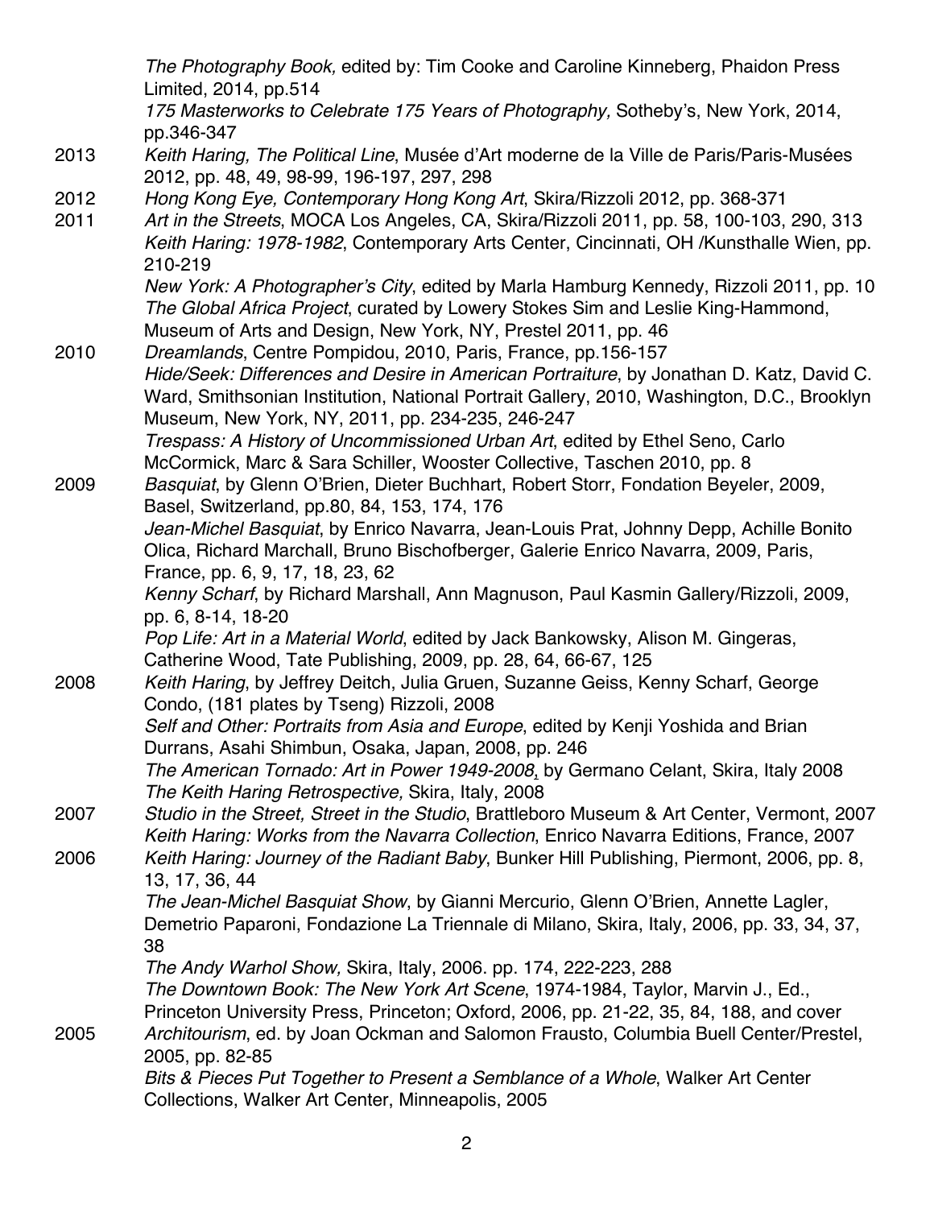*The Photography Book,* edited by: Tim Cooke and Caroline Kinneberg, Phaidon Press Limited, 2014, pp.514

*175 Masterworks to Celebrate 175 Years of Photography,* Sotheby's, New York, 2014, pp.346-347

2013 *Keith Haring, The Political Line*, Musée d'Art moderne de la Ville de Paris/Paris-Musées 2012, pp. 48, 49, 98-99, 196-197, 297, 298

2012 *Hong Kong Eye, Contemporary Hong Kong Art*, Skira/Rizzoli 2012, pp. 368-371

2011 *Art in the Streets*, MOCA Los Angeles, CA, Skira/Rizzoli 2011, pp. 58, 100-103, 290, 313

*Keith Haring: 1978-1982*, Contemporary Arts Center, Cincinnati, OH /Kunsthalle Wien, pp. 210-219

*New York: A Photographer's City*, edited by Marla Hamburg Kennedy, Rizzoli 2011, pp. 10

*The Global Africa Project*, curated by Lowery Stokes Sim and Leslie King-Hammond, Museum of Arts and Design, New York, NY, Prestel 2011, pp. 46

2010 *Dreamlands*, Centre Pompidou, 2010, Paris, France, pp.156-157

*Hide/Seek: Differences and Desire in American Portraiture*, by Jonathan D. Katz, David C. Ward, Smithsonian Institution, National Portrait Gallery, 2010, Washington, D.C., Brooklyn Museum, New York, NY, 2011, pp. 234-235, 246-247

*Trespass: A History of Uncommissioned Urban Art*, edited by Ethel Seno, Carlo McCormick, Marc & Sara Schiller, Wooster Collective, Taschen 2010, pp. 8

2009 *Basquiat*, by Glenn O'Brien, Dieter Buchhart, Robert Storr, Fondation Beyeler, 2009, Basel, Switzerland, pp.80, 84, 153, 174, 176

*Jean-Michel Basquiat*, by Enrico Navarra, Jean-Louis Prat, Johnny Depp, Achille Bonito Olica, Richard Marchall, Bruno Bischofberger, Galerie Enrico Navarra, 2009, Paris, France, pp. 6, 9, 17, 18, 23, 62

*Kenny Scharf*, by Richard Marshall, Ann Magnuson, Paul Kasmin Gallery/Rizzoli, 2009, pp. 6, 8-14, 18-20

*Pop Life: Art in a Material World*, edited by Jack Bankowsky, Alison M. Gingeras, Catherine Wood, Tate Publishing, 2009, pp. 28, 64, 66-67, 125

2008 *Keith Haring*, by Jeffrey Deitch, Julia Gruen, Suzanne Geiss, Kenny Scharf, George Condo, (181 plates by Tseng) Rizzoli, 2008

*Self and Other: Portraits from Asia and Europe*, edited by Kenji Yoshida and Brian Durrans, Asahi Shimbun, Osaka, Japan, 2008, pp. 246

*The American Tornado: Art in Power 1949-2008*, by Germano Celant, Skira, Italy 2008

*The Keith Haring Retrospective,* Skira, Italy, 2008

2007 *Studio in the Street, Street in the Studio*, Brattleboro Museum & Art Center, Vermont, 2007

*Keith Haring: Works from the Navarra Collection*, Enrico Navarra Editions, France, 2007

2006 *Keith Haring: Journey of the Radiant Baby*, Bunker Hill Publishing, Piermont, 2006, pp. 8, 13, 17, 36, 44

*The Jean-Michel Basquiat Show*, by Gianni Mercurio, Glenn O'Brien, Annette Lagler, Demetrio Paparoni, Fondazione La Triennale di Milano, Skira, Italy, 2006, pp. 33, 34, 37, 38

*The Andy Warhol Show,* Skira, Italy, 2006. pp. 174, 222-223, 288

*The Downtown Book: The New York Art Scene*, 1974-1984, Taylor, Marvin J., Ed., Princeton University Press, Princeton; Oxford, 2006, pp. 21-22, 35, 84, 188, and cover

2005 *Architourism*, ed. by Joan Ockman and Salomon Frausto, Columbia Buell Center/Prestel, 2005, pp. 82-85

*Bits & Pieces Put Together to Present a Semblance of a Whole*, Walker Art Center Collections, Walker Art Center, Minneapolis, 2005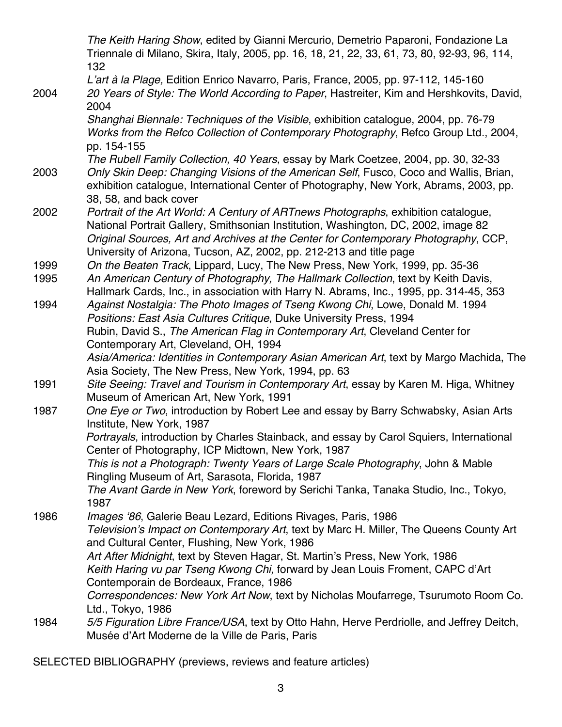*The Keith Haring Show*, edited by Gianni Mercurio, Demetrio Paparoni, Fondazione La Triennale di Milano, Skira, Italy, 2005, pp. 16, 18, 21, 22, 33, 61, 73, 80, 92-93, 96, 114, 132

*L'art à la Plage,* Edition Enrico Navarro, Paris, France, 2005, pp. 97-112, 145-160

2004 *20 Years of Style: The World According to Paper*, Hastreiter, Kim and Hershkovits, David, 2004

*Shanghai Biennale: Techniques of the Visible*, exhibition catalogue, 2004, pp. 76-79

*Works from the Refco Collection of Contemporary Photography*, Refco Group Ltd., 2004, pp. 154-155

*The Rubell Family Collection, 40 Years*, essay by Mark Coetzee, 2004, pp. 30, 32-33

2003 *Only Skin Deep: Changing Visions of the American Self*, Fusco, Coco and Wallis, Brian, exhibition catalogue, International Center of Photography, New York, Abrams, 2003, pp. 38, 58, and back cover

2002 *Portrait of the Art World: A Century of ARTnews Photographs*, exhibition catalogue, National Portrait Gallery, Smithsonian Institution, Washington, DC, 2002, image 82

*Original Sources, Art and Archives at the Center for Contemporary Photography*, CCP, University of Arizona, Tucson, AZ, 2002, pp. 212-213 and title page

1999 *On the Beaten Track*, Lippard, Lucy, The New Press, New York, 1999, pp. 35-36

1995 *An American Century of Photography, The Hallmark Collection*, text by Keith Davis, Hallmark Cards, Inc., in association with Harry N. Abrams, Inc., 1995, pp. 314-45, 353

1994 *Against Nostalgia: The Photo Images of Tseng Kwong Chi*, Lowe, Donald M. 1994

*Positions: East Asia Cultures Critique*, Duke University Press, 1994

Rubin, David S., *The American Flag in Contemporary Art*, Cleveland Center for Contemporary Art, Cleveland, OH, 1994

*Asia/America: Identities in Contemporary Asian American Art*, text by Margo Machida, The Asia Society, The New Press, New York, 1994, pp. 63

1991 *Site Seeing: Travel and Tourism in Contemporary Art*, essay by Karen M. Higa, Whitney Museum of American Art, New York, 1991

1987 *One Eye or Two*, introduction by Robert Lee and essay by Barry Schwabsky, Asian Arts Institute, New York, 1987

*Portrayals*, introduction by Charles Stainback, and essay by Carol Squiers, International Center of Photography, ICP Midtown, New York, 1987

*This is not a Photograph: Twenty Years of Large Scale Photography*, John & Mable Ringling Museum of Art, Sarasota, Florida, 1987

*The Avant Garde in New York*, foreword by Serichi Tanka, Tanaka Studio, Inc., Tokyo, 1987

1986 *Images '86*, Galerie Beau Lezard, Editions Rivages, Paris, 1986

*Television's Impact on Contemporary Art*, text by Marc H. Miller, The Queens County Art and Cultural Center, Flushing, New York, 1986

*Art After Midnight*, text by Steven Hagar, St. Martin's Press, New York, 1986

*Keith Haring vu par Tseng Kwong Chi,* forward by Jean Louis Froment, CAPC d'Art Contemporain de Bordeaux, France, 1986

*Correspondences: New York Art Now*, text by Nicholas Moufarrege, Tsurumoto Room Co. Ltd., Tokyo, 1986

1984 *5/5 Figuration Libre France/USA*, text by Otto Hahn, Herve Perdriolle, and Jeffrey Deitch, Musée d'Art Moderne de la Ville de Paris, Paris

SELECTED BIBLIOGRAPHY (previews, reviews and feature articles)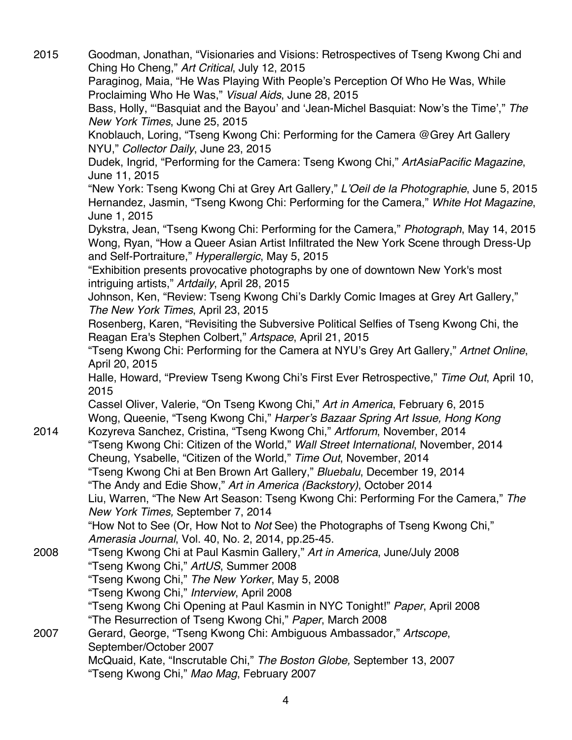2015
Goodman, Jonathan, "Visionaries and Visions: Retrospectives of Tseng Kwong Chi and Ching Ho Cheng," *Art Critical*, July 12, 2015
Paraginog, Maia, "He Was Playing With People's Perception Of Who He Was, While Proclaiming Who He Was," *Visual Aids*, June 28, 2015
Bass, Holly, "'Basquiat and the Bayou' and 'Jean-Michel Basquiat: Now's the Time'," *The New York Times*, June 25, 2015
Knoblauch, Loring, "Tseng Kwong Chi: Performing for the Camera @Grey Art Gallery NYU," *Collector Daily*, June 23, 2015
Dudek, Ingrid, "Performing for the Camera: Tseng Kwong Chi," *ArtAsiaPacific Magazine*, June 11, 2015
"New York: Tseng Kwong Chi at Grey Art Gallery," *L'Oeil de la Photographie*, June 5, 2015
Hernandez, Jasmin, "Tseng Kwong Chi: Performing for the Camera," *White Hot Magazine*, June 1, 2015
Dykstra, Jean, "Tseng Kwong Chi: Performing for the Camera," *Photograph*, May 14, 2015
Wong, Ryan, "How a Queer Asian Artist Infiltrated the New York Scene through Dress-Up and Self-Portraiture," *Hyperallergic*, May 5, 2015
"Exhibition presents provocative photographs by one of downtown New York's most intriguing artists," *Artdaily*, April 28, 2015
Johnson, Ken, "Review: Tseng Kwong Chi's Darkly Comic Images at Grey Art Gallery," *The New York Times*, April 23, 2015
Rosenberg, Karen, "Revisiting the Subversive Political Selfies of Tseng Kwong Chi, the Reagan Era's Stephen Colbert," *Artspace*, April 21, 2015
"Tseng Kwong Chi: Performing for the Camera at NYU's Grey Art Gallery," *Artnet Online*, April 20, 2015
Halle, Howard, "Preview Tseng Kwong Chi's First Ever Retrospective," *Time Out*, April 10, 2015
Cassel Oliver, Valerie, "On Tseng Kwong Chi," *Art in America*, February 6, 2015
Wong, Queenie, "Tseng Kwong Chi," *Harper's Bazaar Spring Art Issue, Hong Kong*

2014
Kozyreva Sanchez, Cristina, "Tseng Kwong Chi," *Artforum*, November, 2014
"Tseng Kwong Chi: Citizen of the World," *Wall Street International*, November, 2014
Cheung, Ysabelle, "Citizen of the World," *Time Out*, November, 2014
"Tseng Kwong Chi at Ben Brown Art Gallery," *Bluebalu*, December 19, 2014
"The Andy and Edie Show," *Art in America (Backstory)*, October 2014
Liu, Warren, "The New Art Season: Tseng Kwong Chi: Performing For the Camera," *The New York Times,* September 7, 2014
"How Not to See (Or, How Not to *Not* See) the Photographs of Tseng Kwong Chi," *Amerasia Journal*, Vol. 40, No. 2, 2014, pp.25-45.

2008
"Tseng Kwong Chi at Paul Kasmin Gallery," *Art in America*, June/July 2008
"Tseng Kwong Chi," *ArtUS*, Summer 2008
"Tseng Kwong Chi," *The New Yorker*, May 5, 2008
"Tseng Kwong Chi," *Interview*, April 2008
"Tseng Kwong Chi Opening at Paul Kasmin in NYC Tonight!" *Paper*, April 2008
"The Resurrection of Tseng Kwong Chi," *Paper*, March 2008

2007
Gerard, George, "Tseng Kwong Chi: Ambiguous Ambassador," *Artscope*, September/October 2007
McQuaid, Kate, "Inscrutable Chi," *The Boston Globe,* September 13, 2007
"Tseng Kwong Chi," *Mao Mag*, February 2007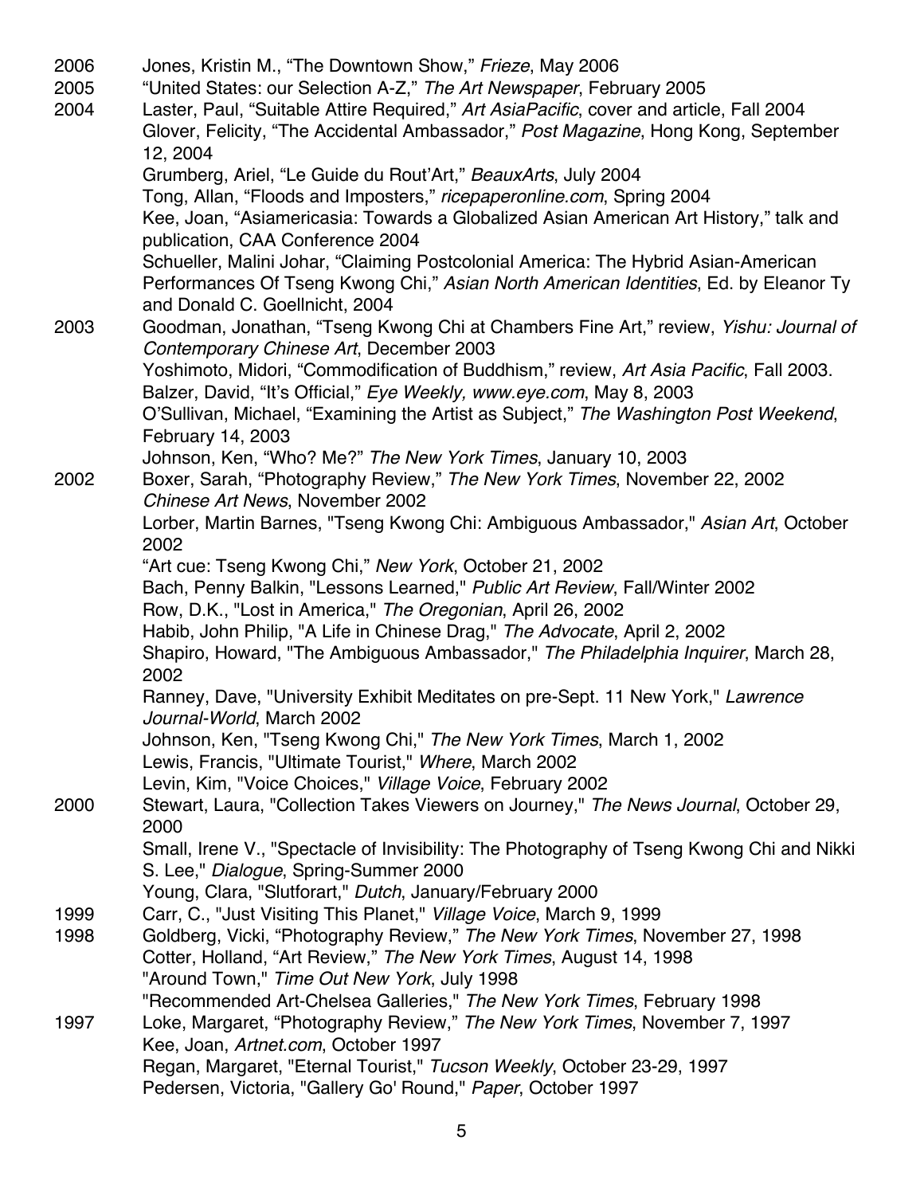2006 Jones, Kristin M., “The Downtown Show,” *Frieze*, May 2006

2005 “United States: our Selection A-Z,” *The Art Newspaper*, February 2005

2004 Laster, Paul, “Suitable Attire Required,” *Art AsiaPacific*, cover and article, Fall 2004
Glover, Felicity, “The Accidental Ambassador,” *Post Magazine*, Hong Kong, September 12, 2004
Grumberg, Ariel, “Le Guide du Rout’Art,” *BeauxArts*, July 2004
Tong, Allan, “Floods and Imposters,” *ricepaperonline.com*, Spring 2004
Kee, Joan, “Asiamericasia: Towards a Globalized Asian American Art History,” talk and publication, CAA Conference 2004
Schueller, Malini Johar, “Claiming Postcolonial America: The Hybrid Asian-American Performances Of Tseng Kwong Chi,” *Asian North American Identities*, Ed. by Eleanor Ty and Donald C. Goellnicht, 2004

2003 Goodman, Jonathan, “Tseng Kwong Chi at Chambers Fine Art,” review, *Yishu: Journal of Contemporary Chinese Art*, December 2003
Yoshimoto, Midori, “Commodification of Buddhism,” review, *Art Asia Pacific*, Fall 2003.
Balzer, David, “It’s Official,” *Eye Weekly, www.eye.com*, May 8, 2003
O’Sullivan, Michael, “Examining the Artist as Subject,” *The Washington Post Weekend*, February 14, 2003
Johnson, Ken, “Who? Me?” *The New York Times*, January 10, 2003

2002 Boxer, Sarah, “Photography Review,” *The New York Times*, November 22, 2002
*Chinese Art News*, November 2002
Lorber, Martin Barnes, "Tseng Kwong Chi: Ambiguous Ambassador," *Asian Art*, October 2002
“Art cue: Tseng Kwong Chi,” *New York*, October 21, 2002
Bach, Penny Balkin, "Lessons Learned," *Public Art Review*, Fall/Winter 2002
Row, D.K., "Lost in America," *The Oregonian*, April 26, 2002
Habib, John Philip, "A Life in Chinese Drag," *The Advocate*, April 2, 2002
Shapiro, Howard, "The Ambiguous Ambassador," *The Philadelphia Inquirer*, March 28, 2002
Ranney, Dave, "University Exhibit Meditates on pre-Sept. 11 New York," *Lawrence Journal-World*, March 2002
Johnson, Ken, "Tseng Kwong Chi," *The New York Times*, March 1, 2002
Lewis, Francis, "Ultimate Tourist," *Where*, March 2002
Levin, Kim, "Voice Choices," *Village Voice*, February 2002

2000 Stewart, Laura, "Collection Takes Viewers on Journey," *The News Journal*, October 29, 2000
Small, Irene V., "Spectacle of Invisibility: The Photography of Tseng Kwong Chi and Nikki S. Lee," *Dialogue*, Spring-Summer 2000
Young, Clara, "Slutforart," *Dutch*, January/February 2000

1999 Carr, C., "Just Visiting This Planet," *Village Voice*, March 9, 1999

1998 Goldberg, Vicki, “Photography Review,” *The New York Times*, November 27, 1998
Cotter, Holland, “Art Review,” *The New York Times*, August 14, 1998
"Around Town," *Time Out New York*, July 1998
"Recommended Art-Chelsea Galleries," *The New York Times*, February 1998

1997 Loke, Margaret, “Photography Review,” *The New York Times*, November 7, 1997
Kee, Joan, *Artnet.com*, October 1997
Regan, Margaret, "Eternal Tourist," *Tucson Weekly*, October 23-29, 1997
Pedersen, Victoria, "Gallery Go' Round," *Paper*, October 1997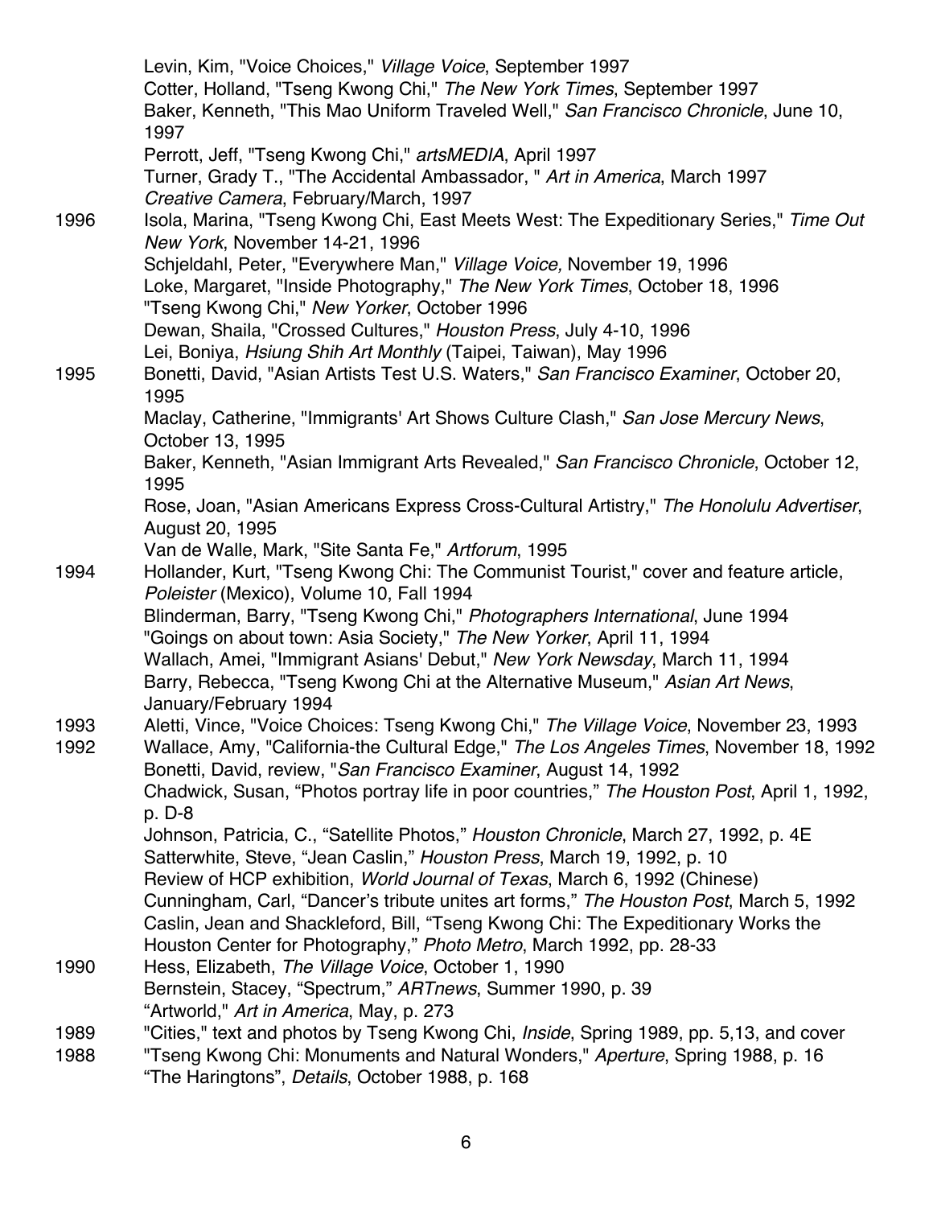Levin, Kim, "Voice Choices," *Village Voice*, September 1997
Cotter, Holland, "Tseng Kwong Chi," *The New York Times*, September 1997
Baker, Kenneth, "This Mao Uniform Traveled Well," *San Francisco Chronicle*, June 10, 1997
Perrott, Jeff, "Tseng Kwong Chi," *artsMEDIA*, April 1997
Turner, Grady T., "The Accidental Ambassador, " *Art in America*, March 1997
*Creative Camera*, February/March, 1997

1996 Isola, Marina, "Tseng Kwong Chi, East Meets West: The Expeditionary Series," *Time Out New York*, November 14-21, 1996
Schjeldahl, Peter, "Everywhere Man," *Village Voice,* November 19, 1996
Loke, Margaret, "Inside Photography," *The New York Times*, October 18, 1996
"Tseng Kwong Chi," *New Yorker*, October 1996
Dewan, Shaila, "Crossed Cultures," *Houston Press*, July 4-10, 1996
Lei, Boniya, *Hsiung Shih Art Monthly* (Taipei, Taiwan), May 1996

1995 Bonetti, David, "Asian Artists Test U.S. Waters," *San Francisco Examiner*, October 20, 1995
Maclay, Catherine, "Immigrants' Art Shows Culture Clash," *San Jose Mercury News*, October 13, 1995
Baker, Kenneth, "Asian Immigrant Arts Revealed," *San Francisco Chronicle*, October 12, 1995
Rose, Joan, "Asian Americans Express Cross-Cultural Artistry," *The Honolulu Advertiser*, August 20, 1995
Van de Walle, Mark, "Site Santa Fe," *Artforum*, 1995

1994 Hollander, Kurt, "Tseng Kwong Chi: The Communist Tourist," cover and feature article, *Poleister* (Mexico), Volume 10, Fall 1994
Blinderman, Barry, "Tseng Kwong Chi," *Photographers International*, June 1994
"Goings on about town: Asia Society," *The New Yorker*, April 11, 1994
Wallach, Amei, "Immigrant Asians' Debut," *New York Newsday*, March 11, 1994
Barry, Rebecca, "Tseng Kwong Chi at the Alternative Museum," *Asian Art News*, January/February 1994

1993 Aletti, Vince, "Voice Choices: Tseng Kwong Chi," *The Village Voice*, November 23, 1993

1992 Wallace, Amy, "California-the Cultural Edge," *The Los Angeles Times*, November 18, 1992
Bonetti, David, review, "*San Francisco Examiner*, August 14, 1992
Chadwick, Susan, "Photos portray life in poor countries," *The Houston Post*, April 1, 1992, p. D-8
Johnson, Patricia, C., "Satellite Photos," *Houston Chronicle*, March 27, 1992, p. 4E
Satterwhite, Steve, "Jean Caslin," *Houston Press*, March 19, 1992, p. 10
Review of HCP exhibition, *World Journal of Texas*, March 6, 1992 (Chinese)
Cunningham, Carl, "Dancer's tribute unites art forms," *The Houston Post*, March 5, 1992
Caslin, Jean and Shackleford, Bill, "Tseng Kwong Chi: The Expeditionary Works the Houston Center for Photography," *Photo Metro*, March 1992, pp. 28-33

1990 Hess, Elizabeth, *The Village Voice*, October 1, 1990
Bernstein, Stacey, "Spectrum," *ARTnews*, Summer 1990, p. 39
"Artworld," *Art in America*, May, p. 273

1989 "Cities," text and photos by Tseng Kwong Chi, *Inside*, Spring 1989, pp. 5,13, and cover

1988 "Tseng Kwong Chi: Monuments and Natural Wonders," *Aperture*, Spring 1988, p. 16
"The Haringtons", *Details*, October 1988, p. 168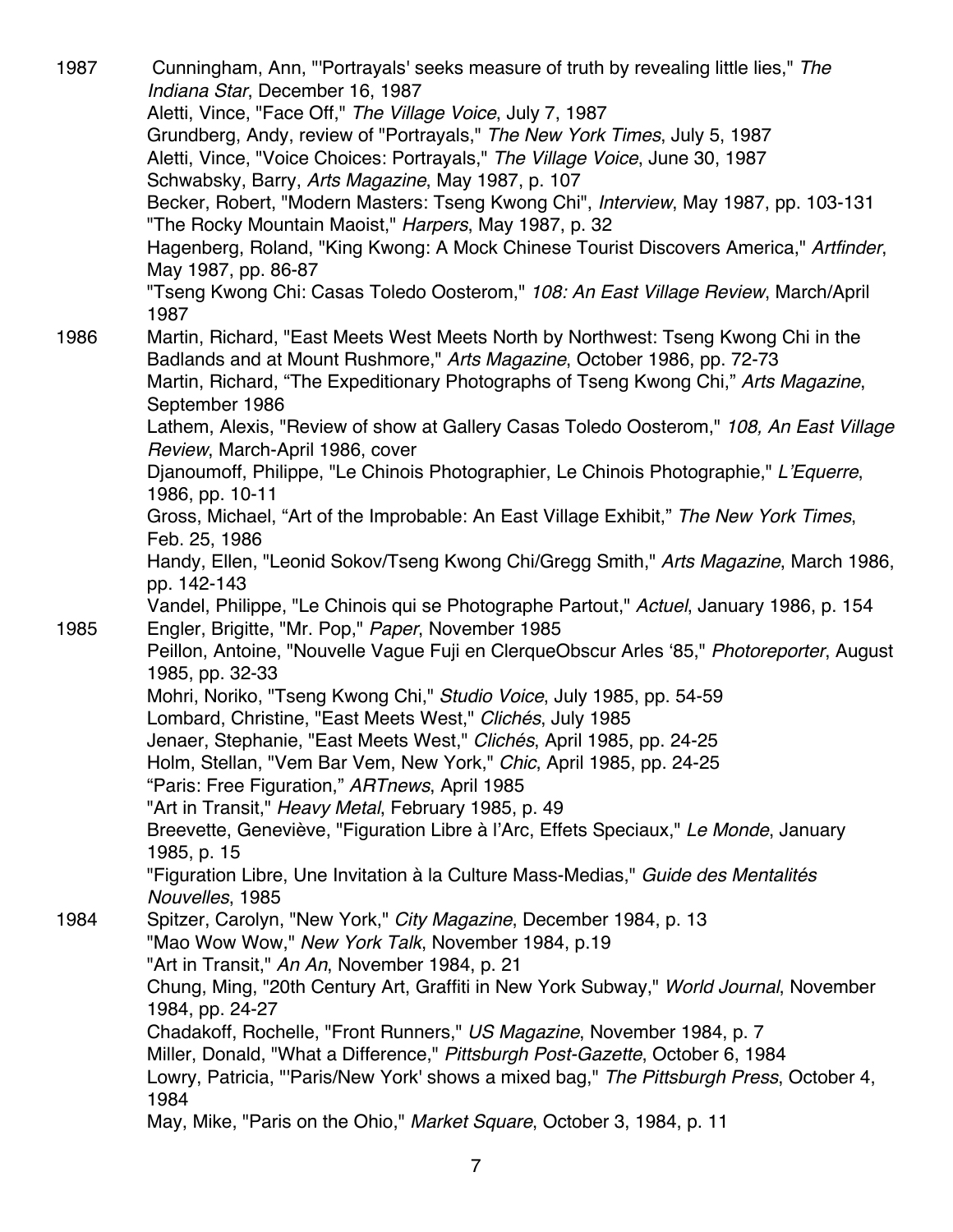1987 Cunningham, Ann, "'Portrayals' seeks measure of truth by revealing little lies," *The Indiana Star*, December 16, 1987

Aletti, Vince, "Face Off," *The Village Voice*, July 7, 1987

Grundberg, Andy, review of "Portrayals," *The New York Times*, July 5, 1987

Aletti, Vince, "Voice Choices: Portrayals," *The Village Voice*, June 30, 1987

Schwabsky, Barry, *Arts Magazine*, May 1987, p. 107

Becker, Robert, "Modern Masters: Tseng Kwong Chi", *Interview*, May 1987, pp. 103-131

"The Rocky Mountain Maoist," *Harpers*, May 1987, p. 32

Hagenberg, Roland, "King Kwong: A Mock Chinese Tourist Discovers America," *Artfinder*, May 1987, pp. 86-87

"Tseng Kwong Chi: Casas Toledo Oosterom," *108: An East Village Review*, March/April 1987

1986 Martin, Richard, "East Meets West Meets North by Northwest: Tseng Kwong Chi in the Badlands and at Mount Rushmore," *Arts Magazine*, October 1986, pp. 72-73

Martin, Richard, "The Expeditionary Photographs of Tseng Kwong Chi," *Arts Magazine*, September 1986

Lathem, Alexis, "Review of show at Gallery Casas Toledo Oosterom," *108, An East Village Review*, March-April 1986, cover

Djanoumoff, Philippe, "Le Chinois Photographier, Le Chinois Photographie," *L'Equerre*, 1986, pp. 10-11

Gross, Michael, "Art of the Improbable: An East Village Exhibit," *The New York Times*, Feb. 25, 1986

Handy, Ellen, "Leonid Sokov/Tseng Kwong Chi/Gregg Smith," *Arts Magazine*, March 1986, pp. 142-143

Vandel, Philippe, "Le Chinois qui se Photographe Partout," *Actuel*, January 1986, p. 154

1985 Engler, Brigitte, "Mr. Pop," *Paper*, November 1985

Peillon, Antoine, "Nouvelle Vague Fuji en ClerqueObscur Arles '85," *Photoreporter*, August 1985, pp. 32-33

Mohri, Noriko, "Tseng Kwong Chi," *Studio Voice*, July 1985, pp. 54-59

Lombard, Christine, "East Meets West," *Clichés*, July 1985

Jenaer, Stephanie, "East Meets West," *Clichés*, April 1985, pp. 24-25

Holm, Stellan, "Vem Bar Vem, New York," *Chic*, April 1985, pp. 24-25

"Paris: Free Figuration," *ARTnews*, April 1985

"Art in Transit," *Heavy Metal*, February 1985, p. 49

Breevette, Geneviève, "Figuration Libre à l'Arc, Effets Speciaux," *Le Monde*, January 1985, p. 15

"Figuration Libre, Une Invitation à la Culture Mass-Medias," *Guide des Mentalités Nouvelles*, 1985

1984 Spitzer, Carolyn, "New York," *City Magazine*, December 1984, p. 13

"Mao Wow Wow," *New York Talk*, November 1984, p.19

"Art in Transit," *An An*, November 1984, p. 21

Chung, Ming, "20th Century Art, Graffiti in New York Subway," *World Journal*, November 1984, pp. 24-27

Chadakoff, Rochelle, "Front Runners," *US Magazine*, November 1984, p. 7

Miller, Donald, "What a Difference," *Pittsburgh Post-Gazette*, October 6, 1984

Lowry, Patricia, "'Paris/New York' shows a mixed bag," *The Pittsburgh Press*, October 4, 1984

May, Mike, "Paris on the Ohio," *Market Square*, October 3, 1984, p. 11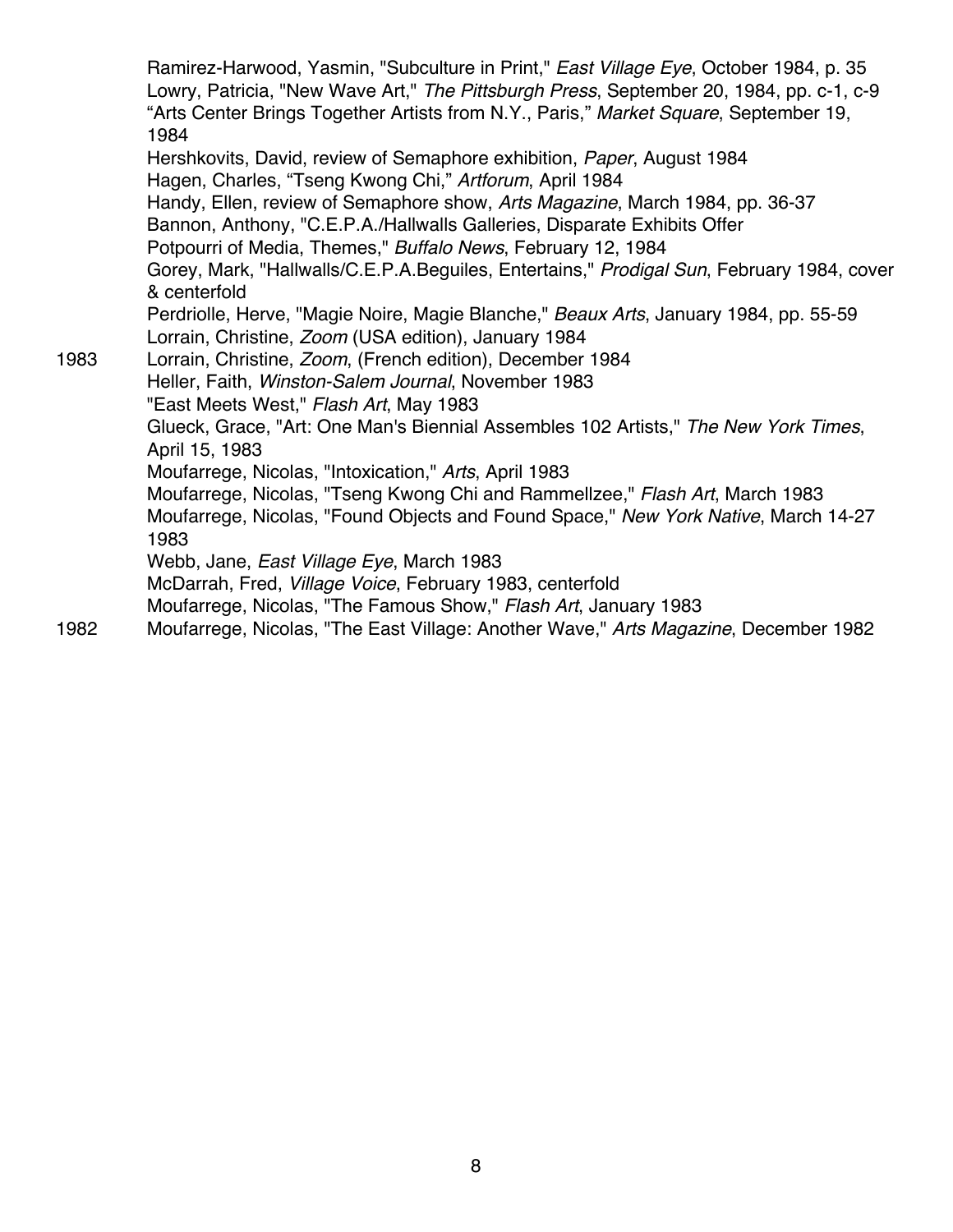Ramirez-Harwood, Yasmin, "Subculture in Print," *East Village Eye*, October 1984, p. 35
Lowry, Patricia, "New Wave Art," *The Pittsburgh Press*, September 20, 1984, pp. c-1, c-9
"Arts Center Brings Together Artists from N.Y., Paris," *Market Square*, September 19, 1984
Hershkovits, David, review of Semaphore exhibition, *Paper*, August 1984
Hagen, Charles, "Tseng Kwong Chi," *Artforum*, April 1984
Handy, Ellen, review of Semaphore show, *Arts Magazine*, March 1984, pp. 36-37
Bannon, Anthony, "C.E.P.A./Hallwalls Galleries, Disparate Exhibits Offer Potpourri of Media, Themes," *Buffalo News*, February 12, 1984
Gorey, Mark, "Hallwalls/C.E.P.A.Beguiles, Entertains," *Prodigal Sun*, February 1984, cover & centerfold
Perdriolle, Herve, "Magie Noire, Magie Blanche," *Beaux Arts*, January 1984, pp. 55-59
Lorrain, Christine, *Zoom* (USA edition), January 1984

1983 Lorrain, Christine, *Zoom*, (French edition), December 1984
Heller, Faith, *Winston-Salem Journal*, November 1983
"East Meets West," *Flash Art*, May 1983
Glueck, Grace, "Art: One Man's Biennial Assembles 102 Artists," *The New York Times*, April 15, 1983
Moufarrege, Nicolas, "Intoxication," *Arts*, April 1983
Moufarrege, Nicolas, "Tseng Kwong Chi and Rammellzee," *Flash Art*, March 1983
Moufarrege, Nicolas, "Found Objects and Found Space," *New York Native*, March 14-27 1983
Webb, Jane, *East Village Eye*, March 1983
McDarrah, Fred, *Village Voice*, February 1983, centerfold
Moufarrege, Nicolas, "The Famous Show," *Flash Art*, January 1983

1982 Moufarrege, Nicolas, "The East Village: Another Wave," *Arts Magazine*, December 1982